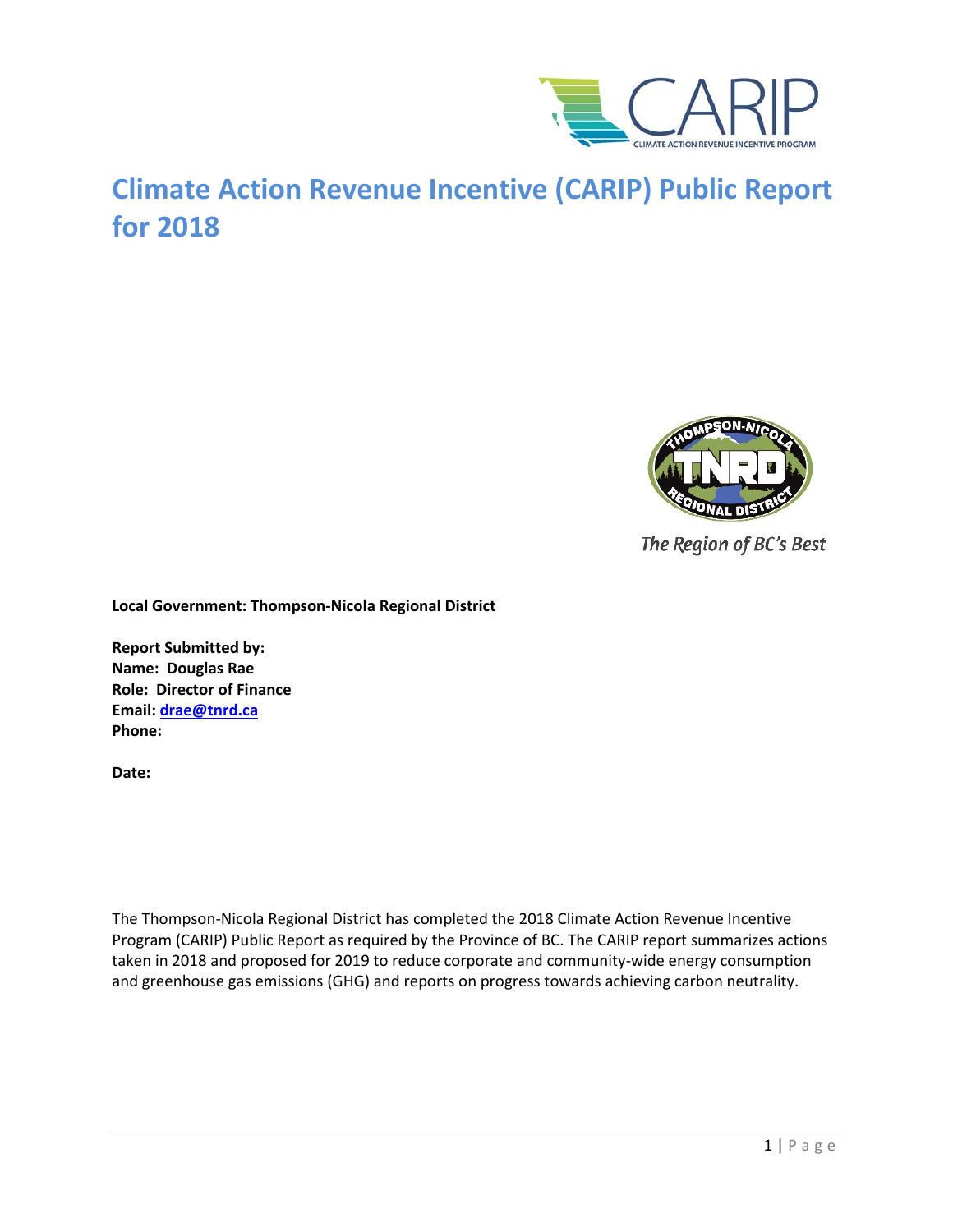# Climate Action Revenue Incentive (CARIP) Public Report for 2018

*The Region of BC's Best*

**Local Government: Thompson-Nicola Regional District**

**Report Submitted by:**
**Name: Douglas Rae**
**Role: Director of Finance**
**Email: drae@tnrd.ca**
**Phone:**

**Date:**

The Thompson-Nicola Regional District has completed the 2018 Climate Action Revenue Incentive Program (CARIP) Public Report as required by the Province of BC. The CARIP report summarizes actions taken in 2018 and proposed for 2019 to reduce corporate and community-wide energy consumption and greenhouse gas emissions (GHG) and reports on progress towards achieving carbon neutrality.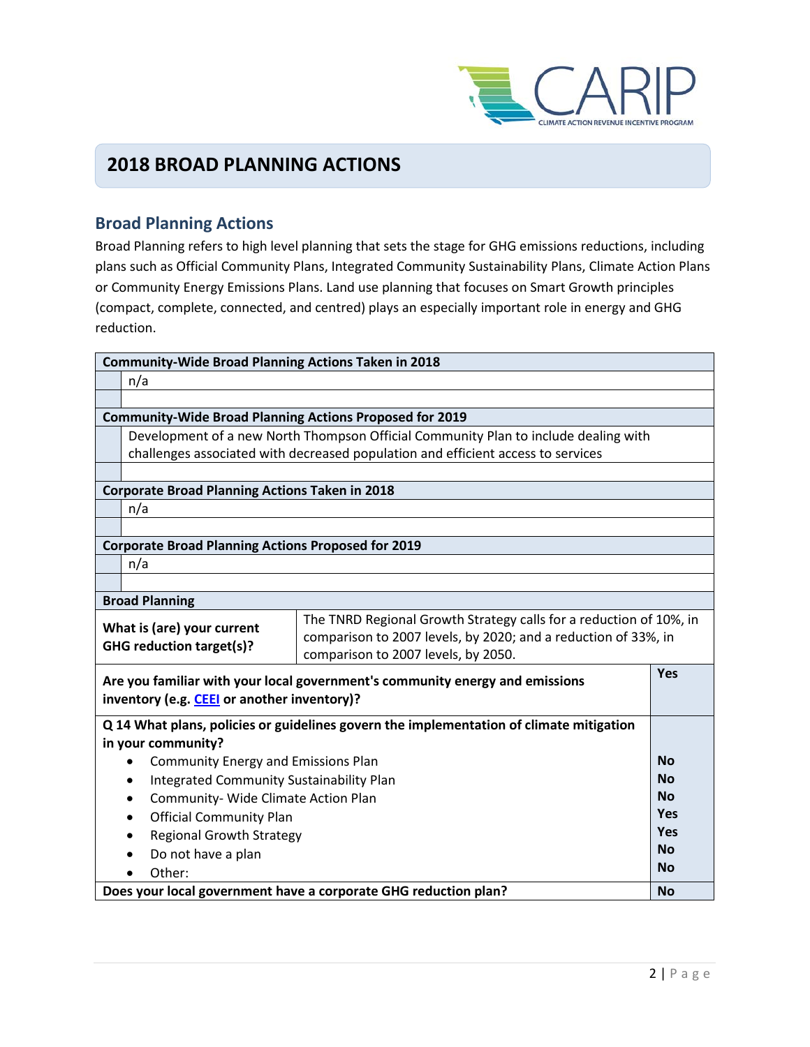## 2018 BROAD PLANNING ACTIONS

### Broad Planning Actions

Broad Planning refers to high level planning that sets the stage for GHG emissions reductions, including plans such as Official Community Plans, Integrated Community Sustainability Plans, Climate Action Plans or Community Energy Emissions Plans. Land use planning that focuses on Smart Growth principles (compact, complete, connected, and centred) plays an especially important role in energy and GHG reduction.

| **Community-Wide Broad Planning Actions Taken in 2018** | |
|---|---|
| | n/a |
| | |
| **Community-Wide Broad Planning Actions Proposed for 2019** | |
| | Development of a new North Thompson Official Community Plan to include dealing with challenges associated with decreased population and efficient access to services |
| | |
| **Corporate Broad Planning Actions Taken in 2018** | |
| | n/a |
| | |
| **Corporate Broad Planning Actions Proposed for 2019** | |
| | n/a |
| | |

| **Broad Planning** | |
|---|---|
| **What is (are) your current GHG reduction target(s)?** | The TNRD Regional Growth Strategy calls for a reduction of 10%, in comparison to 2007 levels, by 2020; and a reduction of 33%, in comparison to 2007 levels, by 2050. |

| | |
|---|---|
| **Are you familiar with your local government's community energy and emissions inventory (e.g. CEEI or another inventory)?** | **Yes** |
| **Q 14 What plans, policies or guidelines govern the implementation of climate mitigation in your community?** | |
| • Community Energy and Emissions Plan | **No** |
| • Integrated Community Sustainability Plan | **No** |
| • Community- Wide Climate Action Plan | **No** |
| • Official Community Plan | **Yes** |
| • Regional Growth Strategy | **Yes** |
| • Do not have a plan | **No** |
| • Other: | **No** |
| **Does your local government have a corporate GHG reduction plan?** | **No** |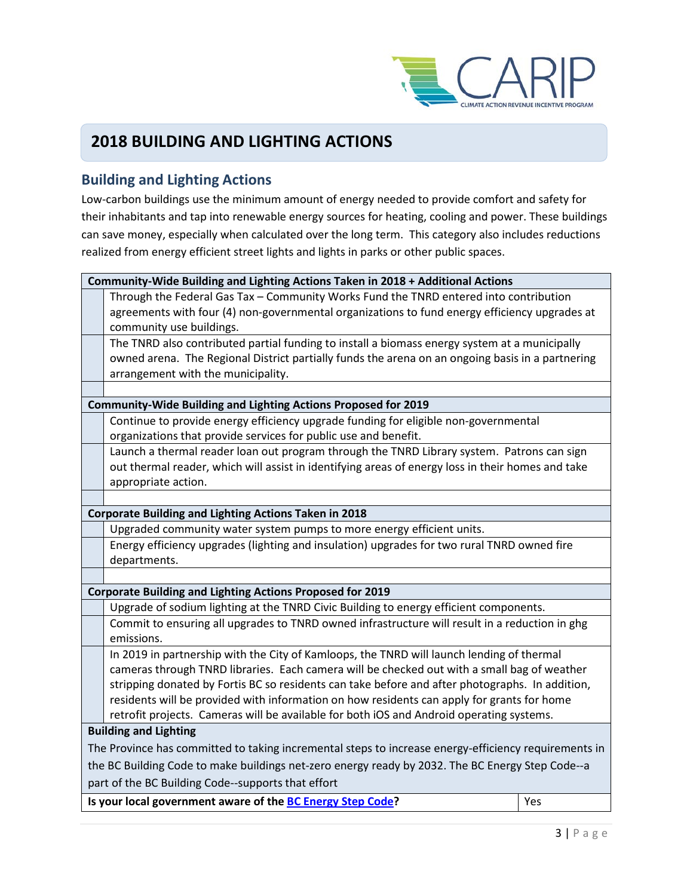## 2018 BUILDING AND LIGHTING ACTIONS

### Building and Lighting Actions

Low-carbon buildings use the minimum amount of energy needed to provide comfort and safety for their inhabitants and tap into renewable energy sources for heating, cooling and power. These buildings can save money, especially when calculated over the long term. This category also includes reductions realized from energy efficient street lights and lights in parks or other public spaces.

| **Community-Wide Building and Lighting Actions Taken in 2018 + Additional Actions** | |
|---|---|
| | Through the Federal Gas Tax – Community Works Fund the TNRD entered into contribution agreements with four (4) non-governmental organizations to fund energy efficiency upgrades at community use buildings. |
| | The TNRD also contributed partial funding to install a biomass energy system at a municipally owned arena. The Regional District partially funds the arena on an ongoing basis in a partnering arrangement with the municipality. |
| | |
| **Community-Wide Building and Lighting Actions Proposed for 2019** | |
| | Continue to provide energy efficiency upgrade funding for eligible non-governmental organizations that provide services for public use and benefit. |
| | Launch a thermal reader loan out program through the TNRD Library system. Patrons can sign out thermal reader, which will assist in identifying areas of energy loss in their homes and take appropriate action. |
| | |
| **Corporate Building and Lighting Actions Taken in 2018** | |
| | Upgraded community water system pumps to more energy efficient units. |
| | Energy efficiency upgrades (lighting and insulation) upgrades for two rural TNRD owned fire departments. |
| | |
| **Corporate Building and Lighting Actions Proposed for 2019** | |
| | Upgrade of sodium lighting at the TNRD Civic Building to energy efficient components. |
| | Commit to ensuring all upgrades to TNRD owned infrastructure will result in a reduction in ghg emissions. |
| | In 2019 in partnership with the City of Kamloops, the TNRD will launch lending of thermal cameras through TNRD libraries. Each camera will be checked out with a small bag of weather stripping donated by Fortis BC so residents can take before and after photographs. In addition, residents will be provided with information on how residents can apply for grants for home retrofit projects. Cameras will be available for both iOS and Android operating systems. |

| **Building and Lighting** | |
|---|---|
| The Province has committed to taking incremental steps to increase energy-efficiency requirements in the BC Building Code to make buildings net-zero energy ready by 2032. The BC Energy Step Code--a part of the BC Building Code--supports that effort | |
| **Is your local government aware of the BC Energy Step Code?** | Yes |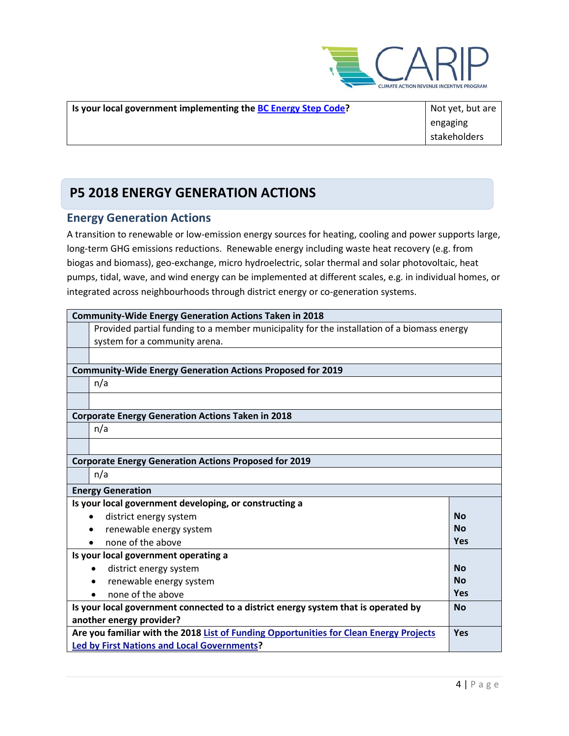| Is your local government implementing the [BC Energy Step Code]? | Not yet, but are engaging stakeholders |
|---|---|

## P5 2018 ENERGY GENERATION ACTIONS

### Energy Generation Actions

A transition to renewable or low-emission energy sources for heating, cooling and power supports large, long-term GHG emissions reductions. Renewable energy including waste heat recovery (e.g. from biogas and biomass), geo-exchange, micro hydroelectric, solar thermal and solar photovoltaic, heat pumps, tidal, wave, and wind energy can be implemented at different scales, e.g. in individual homes, or integrated across neighbourhoods through district energy or co-generation systems.

| **Community-Wide Energy Generation Actions Taken in 2018** | |
|---|---|
| | Provided partial funding to a member municipality for the installation of a biomass energy system for a community arena. |
| | |
| **Community-Wide Energy Generation Actions Proposed for 2019** | |
| | n/a |
| | |
| **Corporate Energy Generation Actions Taken in 2018** | |
| | n/a |
| | |
| **Corporate Energy Generation Actions Proposed for 2019** | |
| | n/a |

| **Energy Generation** | |
|---|---|
| **Is your local government developing, or constructing a** | |
| • district energy system | **No** |
| • renewable energy system | **No** |
| • none of the above | **Yes** |
| **Is your local government operating a** | |
| • district energy system | **No** |
| • renewable energy system | **No** |
| • none of the above | **Yes** |
| **Is your local government connected to a district energy system that is operated by another energy provider?** | **No** |
| **Are you familiar with the 2018 [List of Funding Opportunities for Clean Energy Projects Led by First Nations and Local Governments]?** | **Yes** |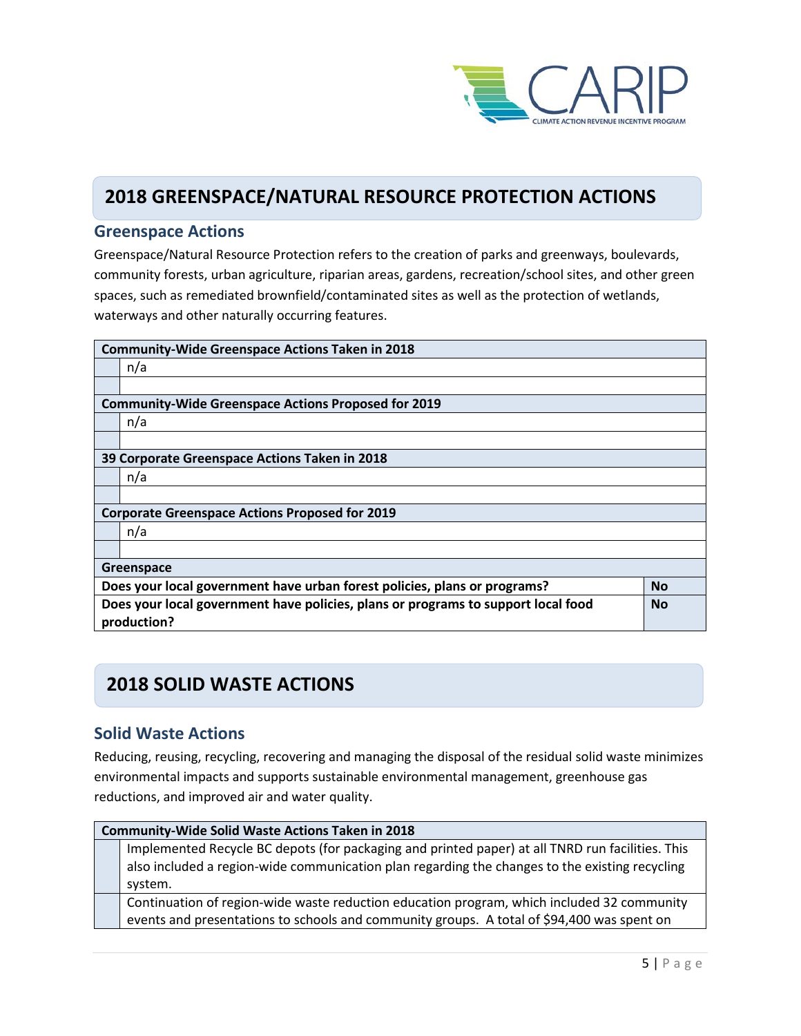## 2018 GREENSPACE/NATURAL RESOURCE PROTECTION ACTIONS

### Greenspace Actions

Greenspace/Natural Resource Protection refers to the creation of parks and greenways, boulevards, community forests, urban agriculture, riparian areas, gardens, recreation/school sites, and other green spaces, such as remediated brownfield/contaminated sites as well as the protection of wetlands, waterways and other naturally occurring features.

| **Community-Wide Greenspace Actions Taken in 2018** | |
|---|---|
| | n/a |
| | |
| **Community-Wide Greenspace Actions Proposed for 2019** | |
| | n/a |
| | |
| **39 Corporate Greenspace Actions Taken in 2018** | |
| | n/a |
| | |
| **Corporate Greenspace Actions Proposed for 2019** | |
| | n/a |
| | |

| **Greenspace** | |
|---|---|
| **Does your local government have urban forest policies, plans or programs?** | **No** |
| **Does your local government have policies, plans or programs to support local food production?** | **No** |

## 2018 SOLID WASTE ACTIONS

### Solid Waste Actions

Reducing, reusing, recycling, recovering and managing the disposal of the residual solid waste minimizes environmental impacts and supports sustainable environmental management, greenhouse gas reductions, and improved air and water quality.

| **Community-Wide Solid Waste Actions Taken in 2018** | |
|---|---|
| | Implemented Recycle BC depots (for packaging and printed paper) at all TNRD run facilities. This also included a region-wide communication plan regarding the changes to the existing recycling system. |
| | Continuation of region-wide waste reduction education program, which included 32 community events and presentations to schools and community groups. A total of $94,400 was spent on |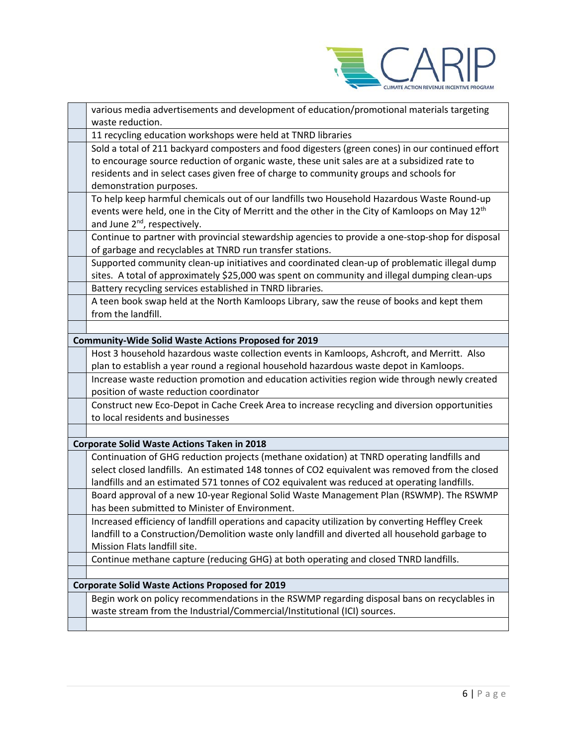| | |
|---|---|
| | various media advertisements and development of education/promotional materials targeting waste reduction. |
| | 11 recycling education workshops were held at TNRD libraries |
| | Sold a total of 211 backyard composters and food digesters (green cones) in our continued effort to encourage source reduction of organic waste, these unit sales are at a subsidized rate to residents and in select cases given free of charge to community groups and schools for demonstration purposes. |
| | To help keep harmful chemicals out of our landfills two Household Hazardous Waste Round-up events were held, one in the City of Merritt and the other in the City of Kamloops on May 12th and June 2nd, respectively. |
| | Continue to partner with provincial stewardship agencies to provide a one-stop-shop for disposal of garbage and recyclables at TNRD run transfer stations. |
| | Supported community clean-up initiatives and coordinated clean-up of problematic illegal dump sites. A total of approximately $25,000 was spent on community and illegal dumping clean-ups |
| | Battery recycling services established in TNRD libraries. |
| | A teen book swap held at the North Kamloops Library, saw the reuse of books and kept them from the landfill. |
| | |
| **Community-Wide Solid Waste Actions Proposed for 2019** | |
| | Host 3 household hazardous waste collection events in Kamloops, Ashcroft, and Merritt. Also plan to establish a year round a regional household hazardous waste depot in Kamloops. |
| | Increase waste reduction promotion and education activities region wide through newly created position of waste reduction coordinator |
| | Construct new Eco-Depot in Cache Creek Area to increase recycling and diversion opportunities to local residents and businesses |
| | |
| **Corporate Solid Waste Actions Taken in 2018** | |
| | Continuation of GHG reduction projects (methane oxidation) at TNRD operating landfills and select closed landfills. An estimated 148 tonnes of $CO_2$ equivalent was removed from the closed landfills and an estimated 571 tonnes of $CO_2$ equivalent was reduced at operating landfills. |
| | Board approval of a new 10-year Regional Solid Waste Management Plan (RSWMP). The RSWMP has been submitted to Minister of Environment. |
| | Increased efficiency of landfill operations and capacity utilization by converting Heffley Creek landfill to a Construction/Demolition waste only landfill and diverted all household garbage to Mission Flats landfill site. |
| | Continue methane capture (reducing GHG) at both operating and closed TNRD landfills. |
| | |
| **Corporate Solid Waste Actions Proposed for 2019** | |
| | Begin work on policy recommendations in the RSWMP regarding disposal bans on recyclables in waste stream from the Industrial/Commercial/Institutional (ICI) sources. |
| | |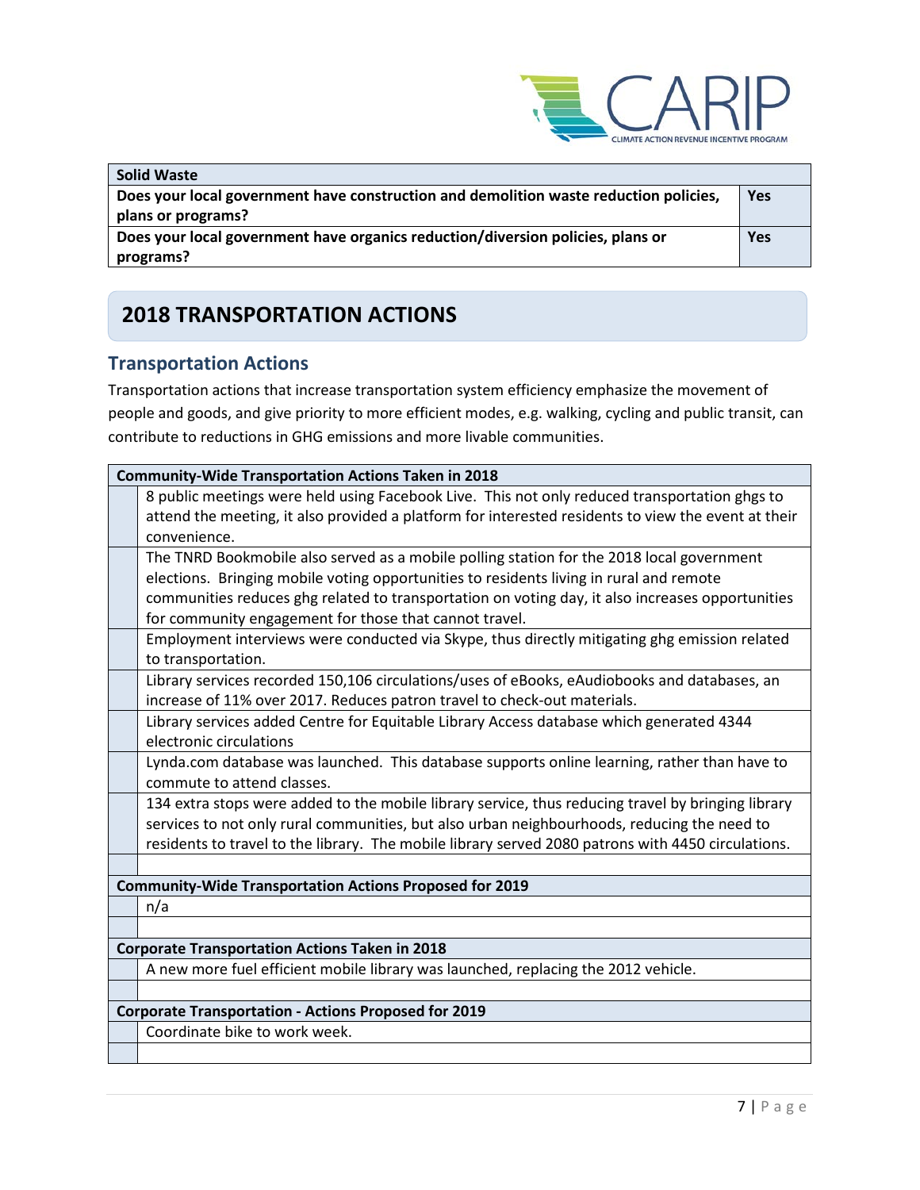| Solid Waste | |
|---|---|
| **Does your local government have construction and demolition waste reduction policies, plans or programs?** | **Yes** |
| **Does your local government have organics reduction/diversion policies, plans or programs?** | **Yes** |

## 2018 TRANSPORTATION ACTIONS

### Transportation Actions

Transportation actions that increase transportation system efficiency emphasize the movement of people and goods, and give priority to more efficient modes, e.g. walking, cycling and public transit, can contribute to reductions in GHG emissions and more livable communities.

| | **Community-Wide Transportation Actions Taken in 2018** |
|---|---|
| | 8 public meetings were held using Facebook Live. This not only reduced transportation ghgs to attend the meeting, it also provided a platform for interested residents to view the event at their convenience. |
| | The TNRD Bookmobile also served as a mobile polling station for the 2018 local government elections. Bringing mobile voting opportunities to residents living in rural and remote communities reduces ghg related to transportation on voting day, it also increases opportunities for community engagement for those that cannot travel. |
| | Employment interviews were conducted via Skype, thus directly mitigating ghg emission related to transportation. |
| | Library services recorded 150,106 circulations/uses of eBooks, eAudiobooks and databases, an increase of 11% over 2017. Reduces patron travel to check-out materials. |
| | Library services added Centre for Equitable Library Access database which generated 4344 electronic circulations |
| | Lynda.com database was launched. This database supports online learning, rather than have to commute to attend classes. |
| | 134 extra stops were added to the mobile library service, thus reducing travel by bringing library services to not only rural communities, but also urban neighbourhoods, reducing the need to residents to travel to the library. The mobile library served 2080 patrons with 4450 circulations. |
| | |
| | **Community-Wide Transportation Actions Proposed for 2019** |
| | n/a |
| | |
| | **Corporate Transportation Actions Taken in 2018** |
| | A new more fuel efficient mobile library was launched, replacing the 2012 vehicle. |
| | |
| | **Corporate Transportation - Actions Proposed for 2019** |
| | Coordinate bike to work week. |
| | |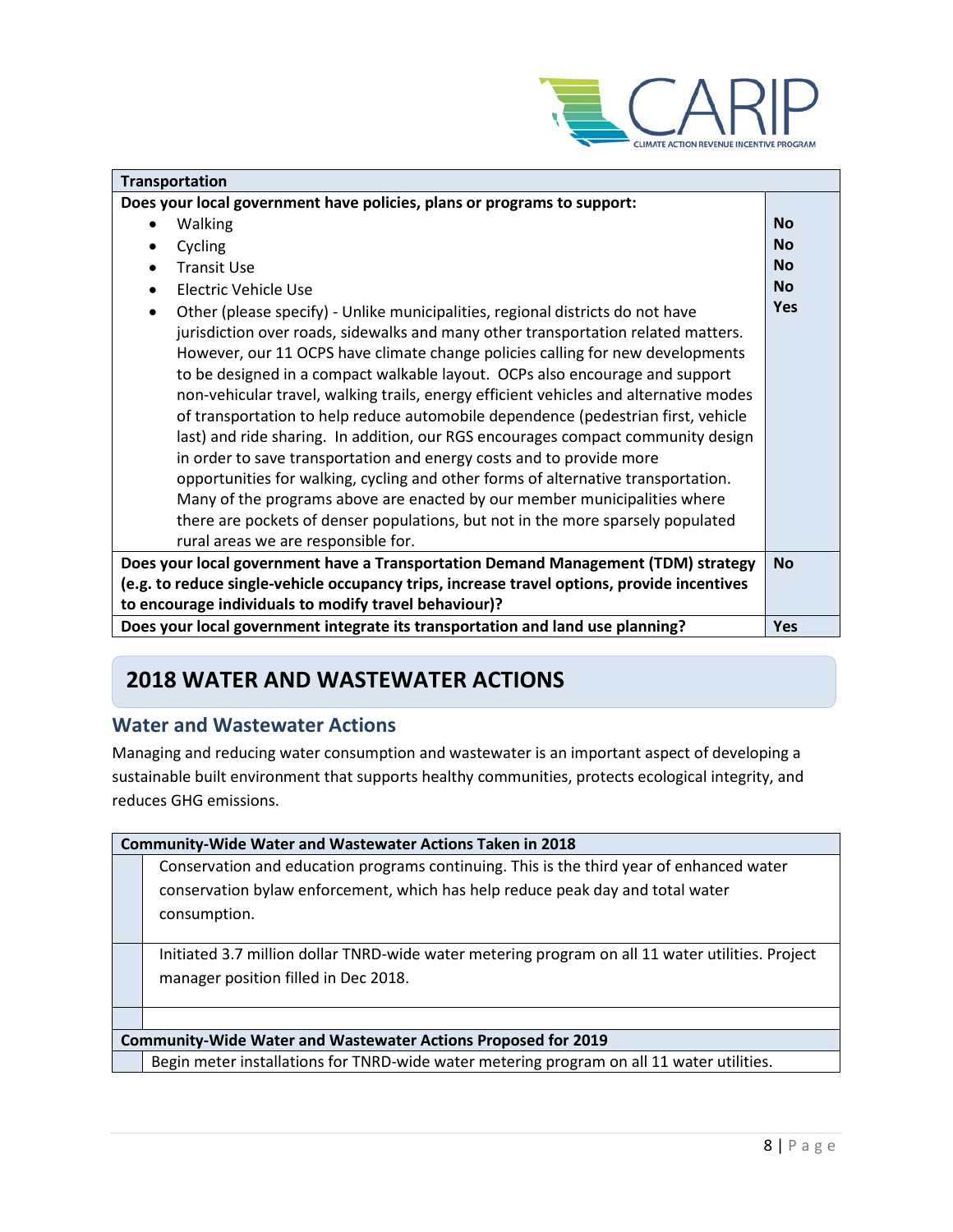| Transportation | |
| --- | --- |
| **Does your local government have policies, plans or programs to support:** | |
| • Walking | **No** |
| • Cycling | **No** |
| • Transit Use | **No** |
| • Electric Vehicle Use | **No** |
| • Other (please specify) - Unlike municipalities, regional districts do not have jurisdiction over roads, sidewalks and many other transportation related matters. However, our 11 OCPS have climate change policies calling for new developments to be designed in a compact walkable layout. OCPs also encourage and support non-vehicular travel, walking trails, energy efficient vehicles and alternative modes of transportation to help reduce automobile dependence (pedestrian first, vehicle last) and ride sharing. In addition, our RGS encourages compact community design in order to save transportation and energy costs and to provide more opportunities for walking, cycling and other forms of alternative transportation. Many of the programs above are enacted by our member municipalities where there are pockets of denser populations, but not in the more sparsely populated rural areas we are responsible for. | **Yes** |
| **Does your local government have a Transportation Demand Management (TDM) strategy (e.g. to reduce single-vehicle occupancy trips, increase travel options, provide incentives to encourage individuals to modify travel behaviour)?** | **No** |
| **Does your local government integrate its transportation and land use planning?** | **Yes** |

## 2018 WATER AND WASTEWATER ACTIONS

### Water and Wastewater Actions

Managing and reducing water consumption and wastewater is an important aspect of developing a sustainable built environment that supports healthy communities, protects ecological integrity, and reduces GHG emissions.

| Community-Wide Water and Wastewater Actions Taken in 2018 | |
| --- | --- |
| | Conservation and education programs continuing. This is the third year of enhanced water conservation bylaw enforcement, which has help reduce peak day and total water consumption. |
| | Initiated 3.7 million dollar TNRD-wide water metering program on all 11 water utilities. Project manager position filled in Dec 2018. |
| | |

| Community-Wide Water and Wastewater Actions Proposed for 2019 | |
| --- | --- |
| | Begin meter installations for TNRD-wide water metering program on all 11 water utilities. |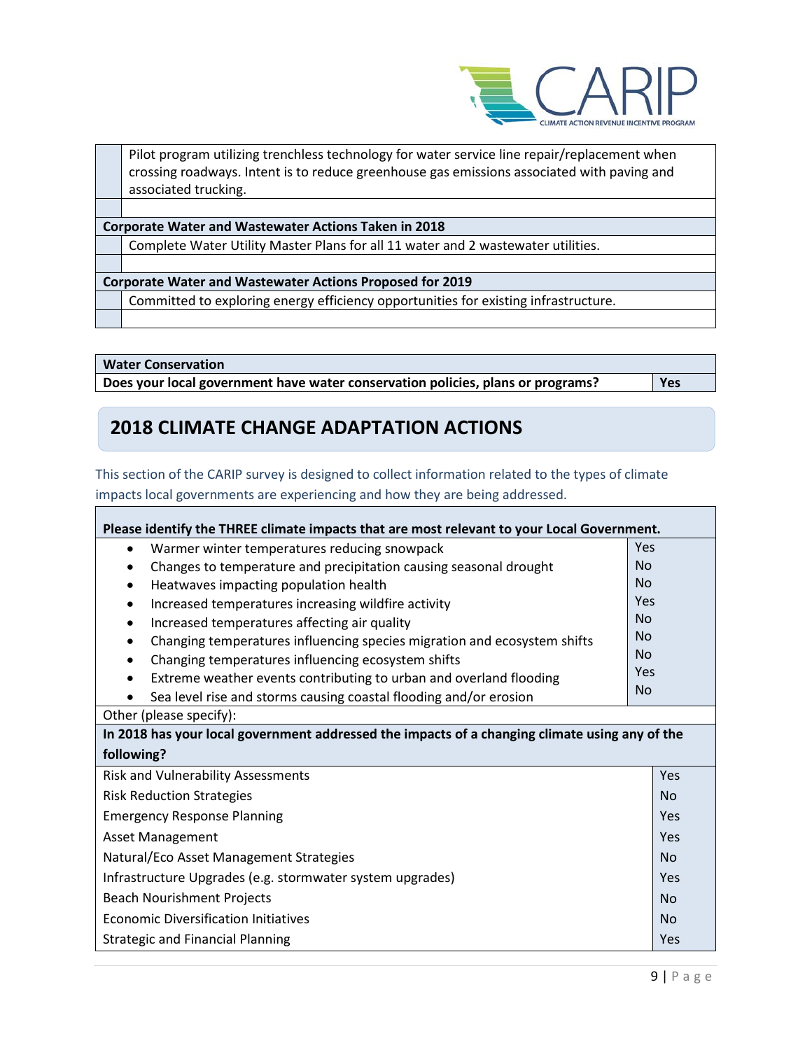| | |
|---|---|
| | Pilot program utilizing trenchless technology for water service line repair/replacement when crossing roadways. Intent is to reduce greenhouse gas emissions associated with paving and associated trucking. |
| | |
| **Corporate Water and Wastewater Actions Taken in 2018** | |
| | Complete Water Utility Master Plans for all 11 water and 2 wastewater utilities. |
| | |
| **Corporate Water and Wastewater Actions Proposed for 2019** | |
| | Committed to exploring energy efficiency opportunities for existing infrastructure. |
| | |

| **Water Conservation** | |
|---|---|
| **Does your local government have water conservation policies, plans or programs?** | **Yes** |

## 2018 CLIMATE CHANGE ADAPTATION ACTIONS

This section of the CARIP survey is designed to collect information related to the types of climate impacts local governments are experiencing and how they are being addressed.

| **Please identify the THREE climate impacts that are most relevant to your Local Government.** | |
|---|---|
| • Warmer winter temperatures reducing snowpack | Yes |
| • Changes to temperature and precipitation causing seasonal drought | No |
| • Heatwaves impacting population health | No |
| • Increased temperatures increasing wildfire activity | Yes |
| • Increased temperatures affecting air quality | No |
| • Changing temperatures influencing species migration and ecosystem shifts | No |
| • Changing temperatures influencing ecosystem shifts | No |
| • Extreme weather events contributing to urban and overland flooding | Yes |
| • Sea level rise and storms causing coastal flooding and/or erosion | No |
| Other (please specify): | |
| **In 2018 has your local government addressed the impacts of a changing climate using any of the following?** | |
| Risk and Vulnerability Assessments | Yes |
| Risk Reduction Strategies | No |
| Emergency Response Planning | Yes |
| Asset Management | Yes |
| Natural/Eco Asset Management Strategies | No |
| Infrastructure Upgrades (e.g. stormwater system upgrades) | Yes |
| Beach Nourishment Projects | No |
| Economic Diversification Initiatives | No |
| Strategic and Financial Planning | Yes |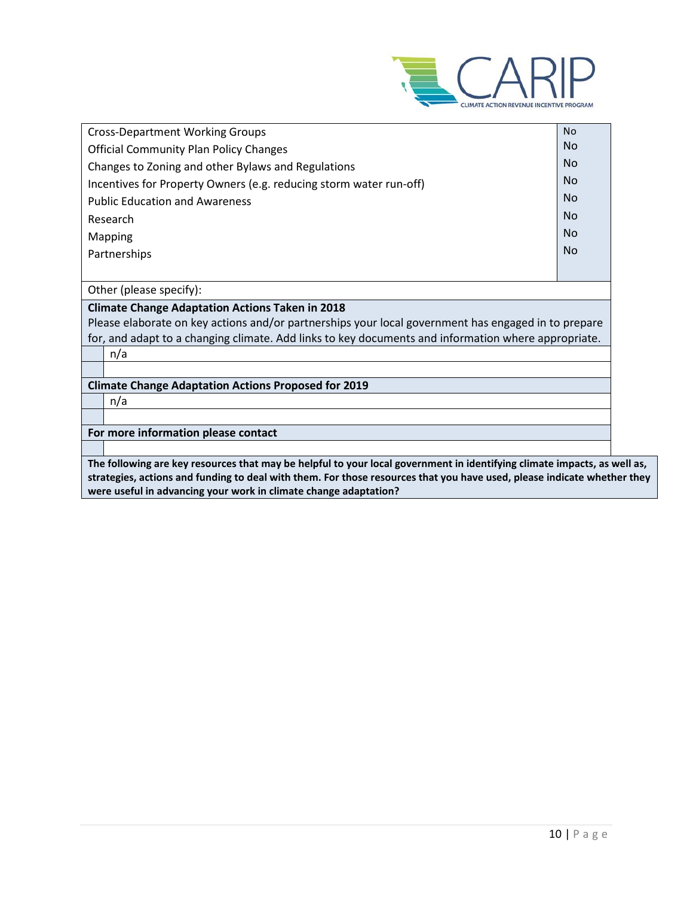| | |
|---|---|
| Cross-Department Working Groups | No |
| Official Community Plan Policy Changes | No |
| Changes to Zoning and other Bylaws and Regulations | No |
| Incentives for Property Owners (e.g. reducing storm water run-off) | No |
| Public Education and Awareness | No |
| Research | No |
| Mapping | No |
| Partnerships | No |
| Other (please specify): | |

**Climate Change Adaptation Actions Taken in 2018**

Please elaborate on key actions and/or partnerships your local government has engaged in to prepare for, and adapt to a changing climate. Add links to key documents and information where appropriate.

| | |
|---|---|
| | n/a |
| | |

**Climate Change Adaptation Actions Proposed for 2019**

| | |
|---|---|
| | n/a |
| | |

**For more information please contact**

| | |
|---|---|
| | |

**The following are key resources that may be helpful to your local government in identifying climate impacts, as well as, strategies, actions and funding to deal with them. For those resources that you have used, please indicate whether they were useful in advancing your work in climate change adaptation?**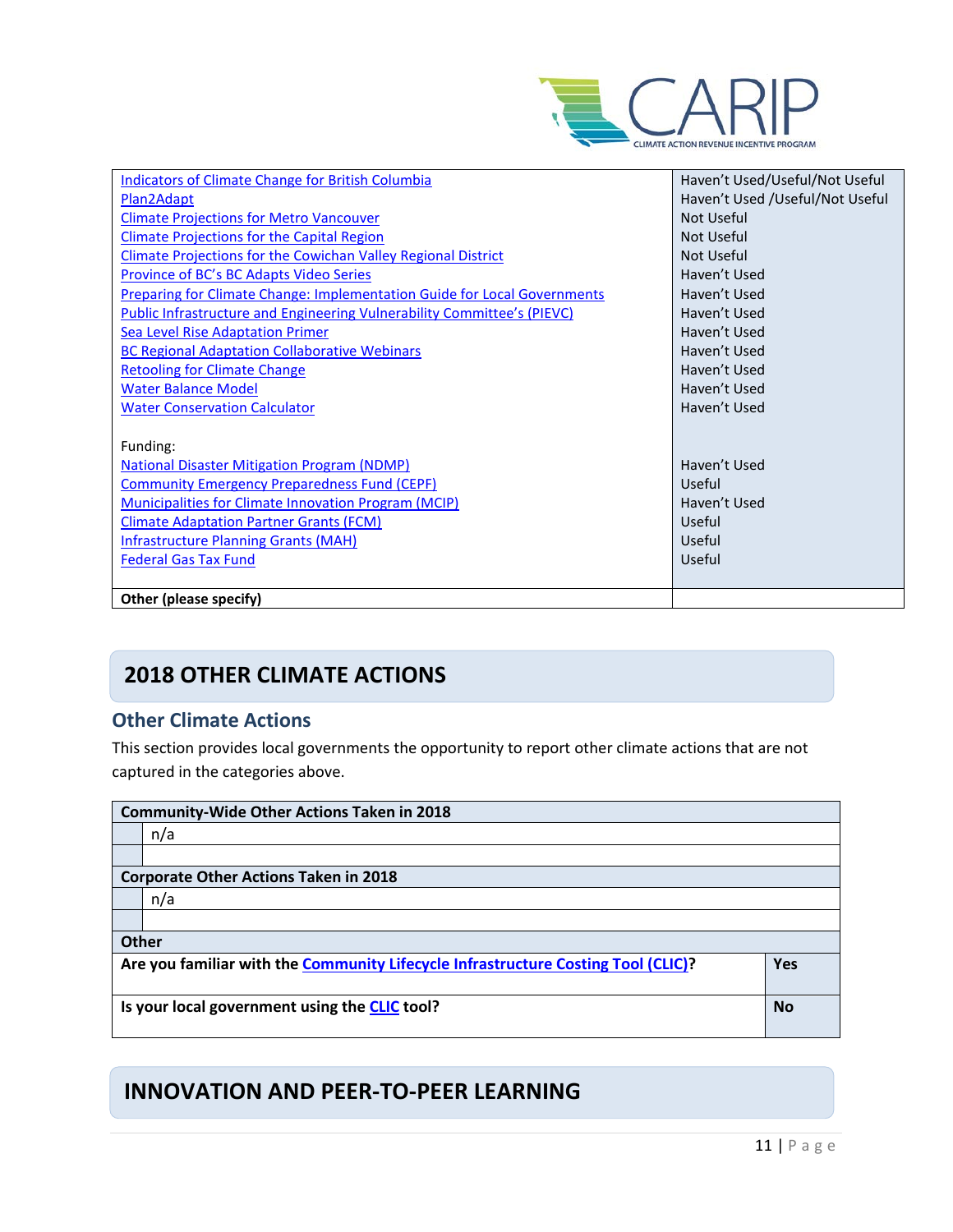| | |
|---|---|
| Indicators of Climate Change for British Columbia | Haven't Used/Useful/Not Useful |
| Plan2Adapt | Haven't Used /Useful/Not Useful |
| Climate Projections for Metro Vancouver | Not Useful |
| Climate Projections for the Capital Region | Not Useful |
| Climate Projections for the Cowichan Valley Regional District | Not Useful |
| Province of BC's BC Adapts Video Series | Haven't Used |
| Preparing for Climate Change: Implementation Guide for Local Governments | Haven't Used |
| Public Infrastructure and Engineering Vulnerability Committee's (PIEVC) | Haven't Used |
| Sea Level Rise Adaptation Primer | Haven't Used |
| BC Regional Adaptation Collaborative Webinars | Haven't Used |
| Retooling for Climate Change | Haven't Used |
| Water Balance Model | Haven't Used |
| Water Conservation Calculator | Haven't Used |
| Funding: | |
| National Disaster Mitigation Program (NDMP) | Haven't Used |
| Community Emergency Preparedness Fund (CEPF) | Useful |
| Municipalities for Climate Innovation Program (MCIP) | Haven't Used |
| Climate Adaptation Partner Grants (FCM) | Useful |
| Infrastructure Planning Grants (MAH) | Useful |
| Federal Gas Tax Fund | Useful |
| **Other (please specify)** | |

## 2018 OTHER CLIMATE ACTIONS

### Other Climate Actions

This section provides local governments the opportunity to report other climate actions that are not captured in the categories above.

| **Community-Wide Other Actions Taken in 2018** | |
|---|---|
| n/a | |
| | |
| **Corporate Other Actions Taken in 2018** | |
| n/a | |
| | |
| **Other** | |
| **Are you familiar with the Community Lifecycle Infrastructure Costing Tool (CLIC)?** | **Yes** |
| **Is your local government using the CLIC tool?** | **No** |

## INNOVATION AND PEER-TO-PEER LEARNING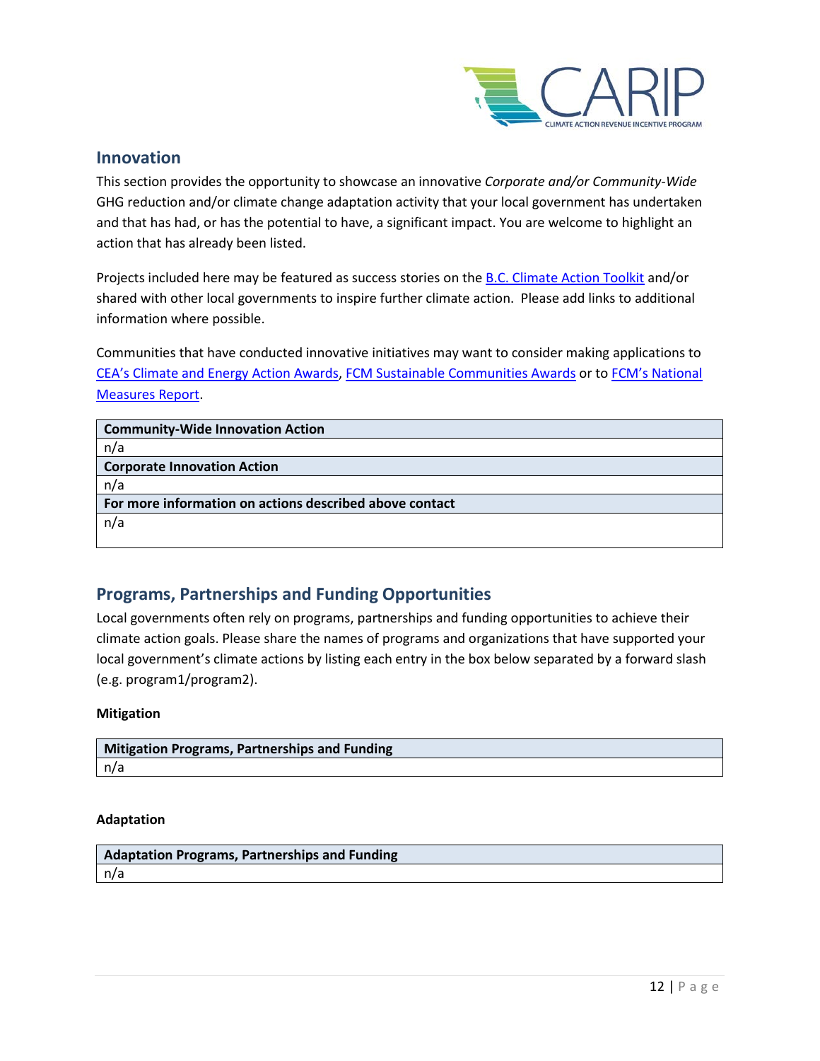## Innovation

This section provides the opportunity to showcase an innovative *Corporate and/or Community-Wide* GHG reduction and/or climate change adaptation activity that your local government has undertaken and that has had, or has the potential to have, a significant impact. You are welcome to highlight an action that has already been listed.

Projects included here may be featured as success stories on the B.C. Climate Action Toolkit and/or shared with other local governments to inspire further climate action. Please add links to additional information where possible.

Communities that have conducted innovative initiatives may want to consider making applications to CEA's Climate and Energy Action Awards, FCM Sustainable Communities Awards or to FCM's National Measures Report.

| **Community-Wide Innovation Action** |
|---|
| n/a |
| **Corporate Innovation Action** |
| n/a |
| **For more information on actions described above contact** |
| n/a |

## Programs, Partnerships and Funding Opportunities

Local governments often rely on programs, partnerships and funding opportunities to achieve their climate action goals. Please share the names of programs and organizations that have supported your local government's climate actions by listing each entry in the box below separated by a forward slash (e.g. program1/program2).

**Mitigation**

| **Mitigation Programs, Partnerships and Funding** |
|---|
| n/a |

**Adaptation**

| **Adaptation Programs, Partnerships and Funding** |
|---|
| n/a |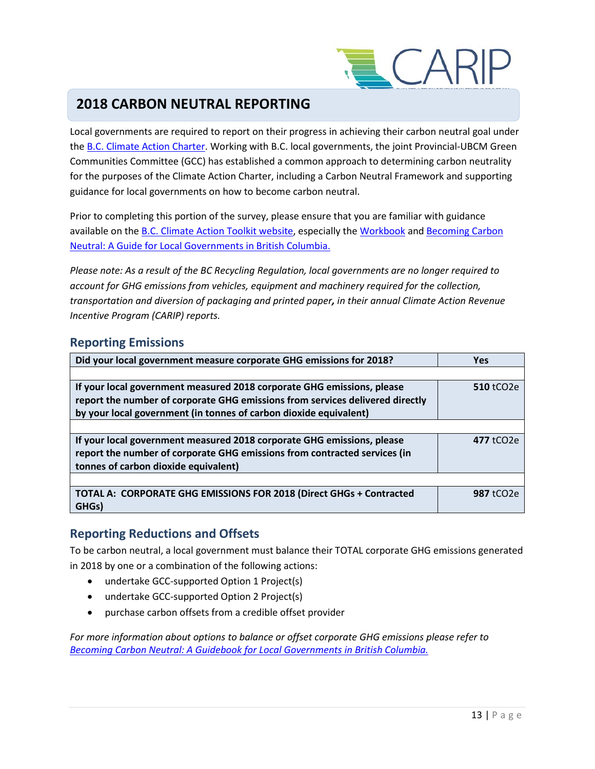## 2018 CARBON NEUTRAL REPORTING

Local governments are required to report on their progress in achieving their carbon neutral goal under the B.C. Climate Action Charter. Working with B.C. local governments, the joint Provincial-UBCM Green Communities Committee (GCC) has established a common approach to determining carbon neutrality for the purposes of the Climate Action Charter, including a Carbon Neutral Framework and supporting guidance for local governments on how to become carbon neutral.

Prior to completing this portion of the survey, please ensure that you are familiar with guidance available on the B.C. Climate Action Toolkit website, especially the Workbook and Becoming Carbon Neutral: A Guide for Local Governments in British Columbia.

*Please note: As a result of the BC Recycling Regulation, local governments are no longer required to account for GHG emissions from vehicles, equipment and machinery required for the collection, transportation and diversion of packaging and printed paper, in their annual Climate Action Revenue Incentive Program (CARIP) reports.*

### Reporting Emissions

| | |
|---|---|
| **Did your local government measure corporate GHG emissions for 2018?** | **Yes** |
| | |
| **If your local government measured 2018 corporate GHG emissions, please report the number of corporate GHG emissions from services delivered directly by your local government (in tonnes of carbon dioxide equivalent)** | **510** $tCO_2e$ |
| | |
| **If your local government measured 2018 corporate GHG emissions, please report the number of corporate GHG emissions from contracted services (in tonnes of carbon dioxide equivalent)** | **477** $tCO_2e$ |
| | |
| **TOTAL A: CORPORATE GHG EMISSIONS FOR 2018 (Direct GHGs + Contracted GHGs)** | **987** $tCO_2e$ |

### Reporting Reductions and Offsets

To be carbon neutral, a local government must balance their TOTAL corporate GHG emissions generated in 2018 by one or a combination of the following actions:

- undertake GCC-supported Option 1 Project(s)
- undertake GCC-supported Option 2 Project(s)
- purchase carbon offsets from a credible offset provider

*For more information about options to balance or offset corporate GHG emissions please refer to Becoming Carbon Neutral: A Guidebook for Local Governments in British Columbia.*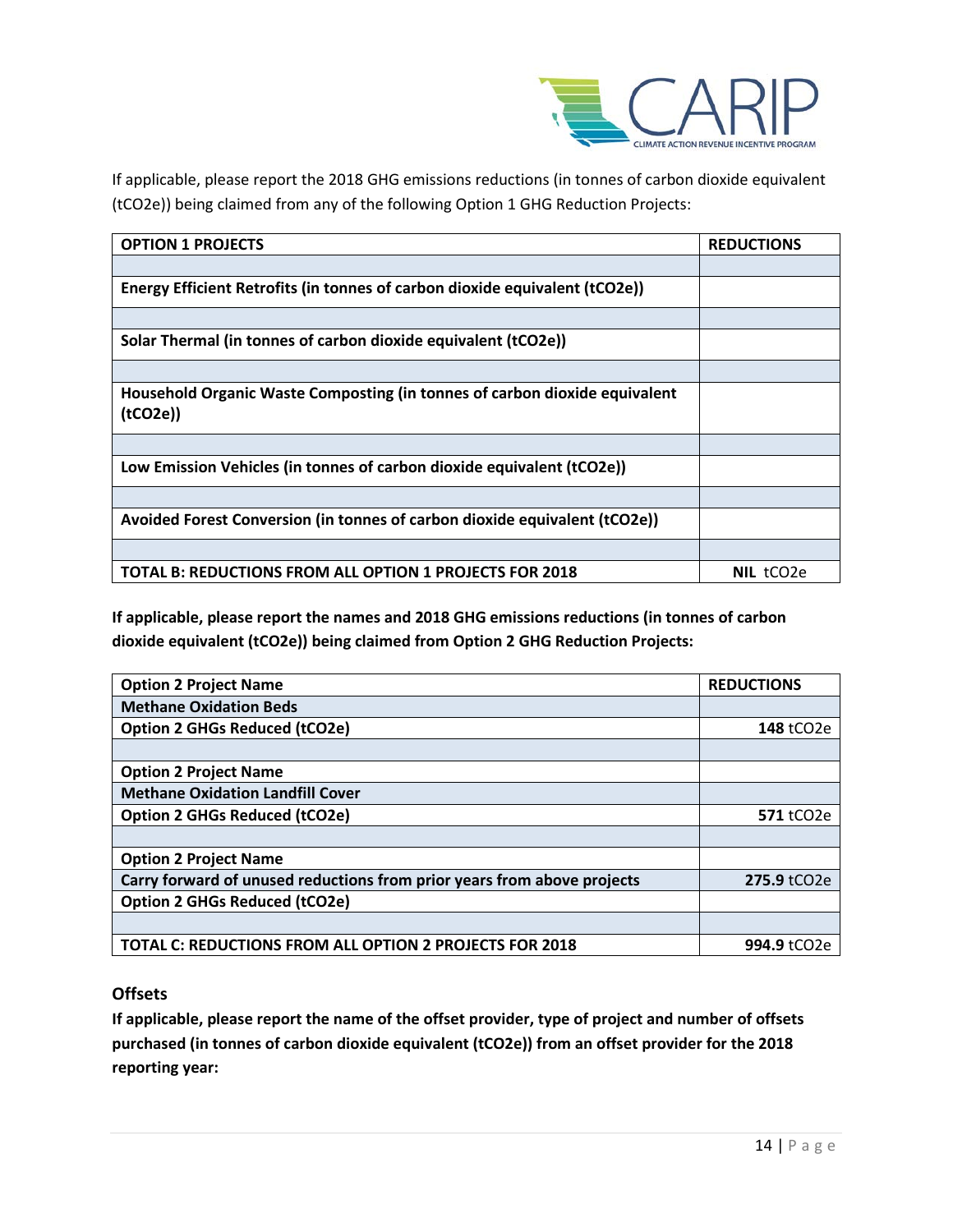If applicable, please report the 2018 GHG emissions reductions (in tonnes of carbon dioxide equivalent (tCO2e)) being claimed from any of the following Option 1 GHG Reduction Projects:

| OPTION 1 PROJECTS | REDUCTIONS |
|---|---|
| | |
| **Energy Efficient Retrofits (in tonnes of carbon dioxide equivalent (tCO2e))** | |
| | |
| **Solar Thermal (in tonnes of carbon dioxide equivalent (tCO2e))** | |
| | |
| **Household Organic Waste Composting (in tonnes of carbon dioxide equivalent (tCO2e))** | |
| | |
| **Low Emission Vehicles (in tonnes of carbon dioxide equivalent (tCO2e))** | |
| | |
| **Avoided Forest Conversion (in tonnes of carbon dioxide equivalent (tCO2e))** | |
| | |
| **TOTAL B: REDUCTIONS FROM ALL OPTION 1 PROJECTS FOR 2018** | **NIL** tCO2e |

**If applicable, please report the names and 2018 GHG emissions reductions (in tonnes of carbon dioxide equivalent (tCO2e)) being claimed from Option 2 GHG Reduction Projects:**

| Option 2 Project Name | REDUCTIONS |
|---|---|
| **Methane Oxidation Beds** | |
| **Option 2 GHGs Reduced (tCO2e)** | **148** tCO2e |
| | |
| **Option 2 Project Name** | |
| **Methane Oxidation Landfill Cover** | |
| **Option 2 GHGs Reduced (tCO2e)** | **571** tCO2e |
| | |
| **Option 2 Project Name** | |
| **Carry forward of unused reductions from prior years from above projects** | **275.9** tCO2e |
| **Option 2 GHGs Reduced (tCO2e)** | |
| | |
| **TOTAL C: REDUCTIONS FROM ALL OPTION 2 PROJECTS FOR 2018** | **994.9** tCO2e |

### Offsets

**If applicable, please report the name of the offset provider, type of project and number of offsets purchased (in tonnes of carbon dioxide equivalent (tCO2e)) from an offset provider for the 2018 reporting year:**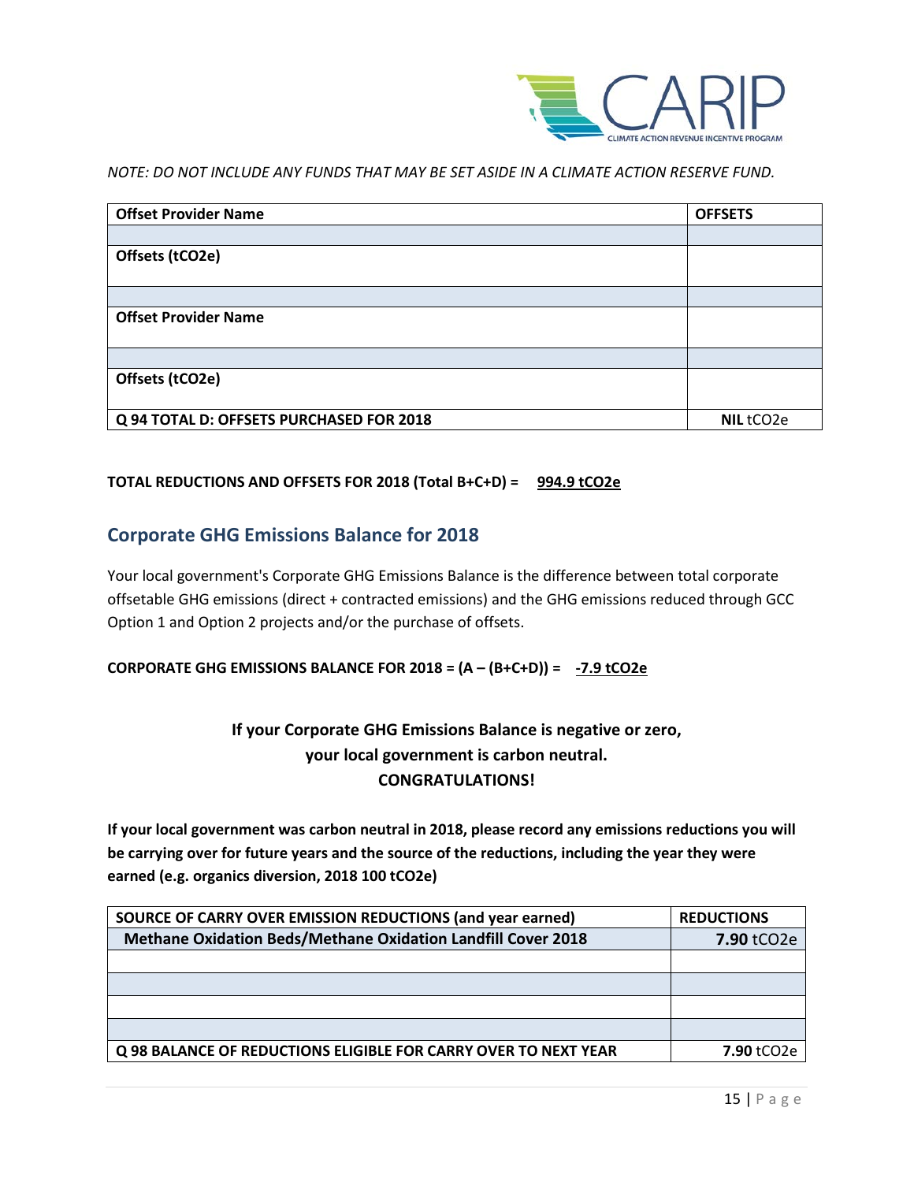*NOTE: DO NOT INCLUDE ANY FUNDS THAT MAY BE SET ASIDE IN A CLIMATE ACTION RESERVE FUND.*

| **Offset Provider Name** | **OFFSETS** |
|---|---|
| | |
| **Offsets (tCO2e)** | |
| | |
| **Offset Provider Name** | |
| | |
| **Offsets (tCO2e)** | |
| **Q 94 TOTAL D: OFFSETS PURCHASED FOR 2018** | **NIL** tCO2e |

**TOTAL REDUCTIONS AND OFFSETS FOR 2018 (Total B+C+D) = 994.9 tCO2e**

## Corporate GHG Emissions Balance for 2018

Your local government's Corporate GHG Emissions Balance is the difference between total corporate offsetable GHG emissions (direct + contracted emissions) and the GHG emissions reduced through GCC Option 1 and Option 2 projects and/or the purchase of offsets.

**CORPORATE GHG EMISSIONS BALANCE FOR 2018 = (A – (B+C+D)) = -7.9 tCO2e**

**If your Corporate GHG Emissions Balance is negative or zero, your local government is carbon neutral. CONGRATULATIONS!**

**If your local government was carbon neutral in 2018, please record any emissions reductions you will be carrying over for future years and the source of the reductions, including the year they were earned (e.g. organics diversion, 2018 100 tCO2e)**

| **SOURCE OF CARRY OVER EMISSION REDUCTIONS (and year earned)** | **REDUCTIONS** |
|---|---|
| **Methane Oxidation Beds/Methane Oxidation Landfill Cover 2018** | **7.90** tCO2e |
| | |
| | |
| | |
| | |
| **Q 98 BALANCE OF REDUCTIONS ELIGIBLE FOR CARRY OVER TO NEXT YEAR** | **7.90** tCO2e |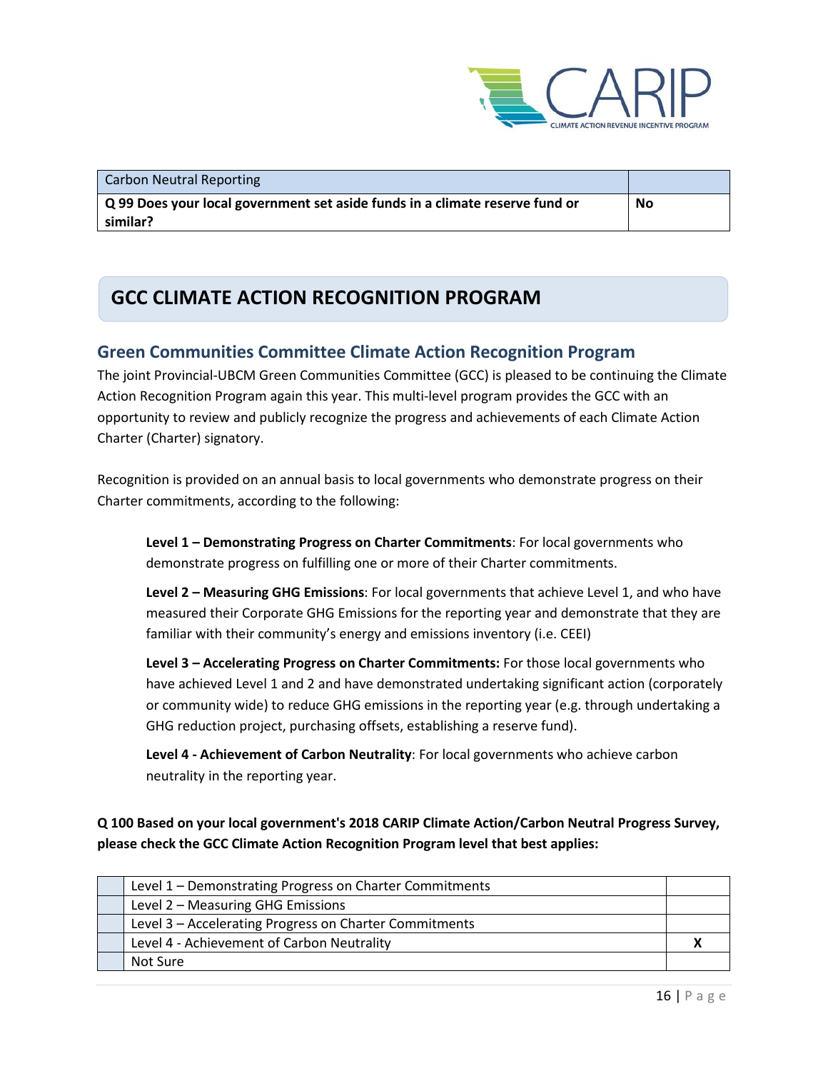| Carbon Neutral Reporting | |
|---|---|
| **Q 99 Does your local government set aside funds in a climate reserve fund or similar?** | **No** |

# GCC CLIMATE ACTION RECOGNITION PROGRAM

## Green Communities Committee Climate Action Recognition Program

The joint Provincial-UBCM Green Communities Committee (GCC) is pleased to be continuing the Climate Action Recognition Program again this year. This multi-level program provides the GCC with an opportunity to review and publicly recognize the progress and achievements of each Climate Action Charter (Charter) signatory.

Recognition is provided on an annual basis to local governments who demonstrate progress on their Charter commitments, according to the following:

**Level 1 – Demonstrating Progress on Charter Commitments**: For local governments who demonstrate progress on fulfilling one or more of their Charter commitments.

**Level 2 – Measuring GHG Emissions**: For local governments that achieve Level 1, and who have measured their Corporate GHG Emissions for the reporting year and demonstrate that they are familiar with their community's energy and emissions inventory (i.e. CEEI)

**Level 3 – Accelerating Progress on Charter Commitments:** For those local governments who have achieved Level 1 and 2 and have demonstrated undertaking significant action (corporately or community wide) to reduce GHG emissions in the reporting year (e.g. through undertaking a GHG reduction project, purchasing offsets, establishing a reserve fund).

**Level 4 - Achievement of Carbon Neutrality**: For local governments who achieve carbon neutrality in the reporting year.

**Q 100 Based on your local government's 2018 CARIP Climate Action/Carbon Neutral Progress Survey, please check the GCC Climate Action Recognition Program level that best applies:**

| | | |
|---|---|---|
| | Level 1 – Demonstrating Progress on Charter Commitments | |
| | Level 2 – Measuring GHG Emissions | |
| | Level 3 – Accelerating Progress on Charter Commitments | |
| | Level 4 - Achievement of Carbon Neutrality | **X** |
| | Not Sure | |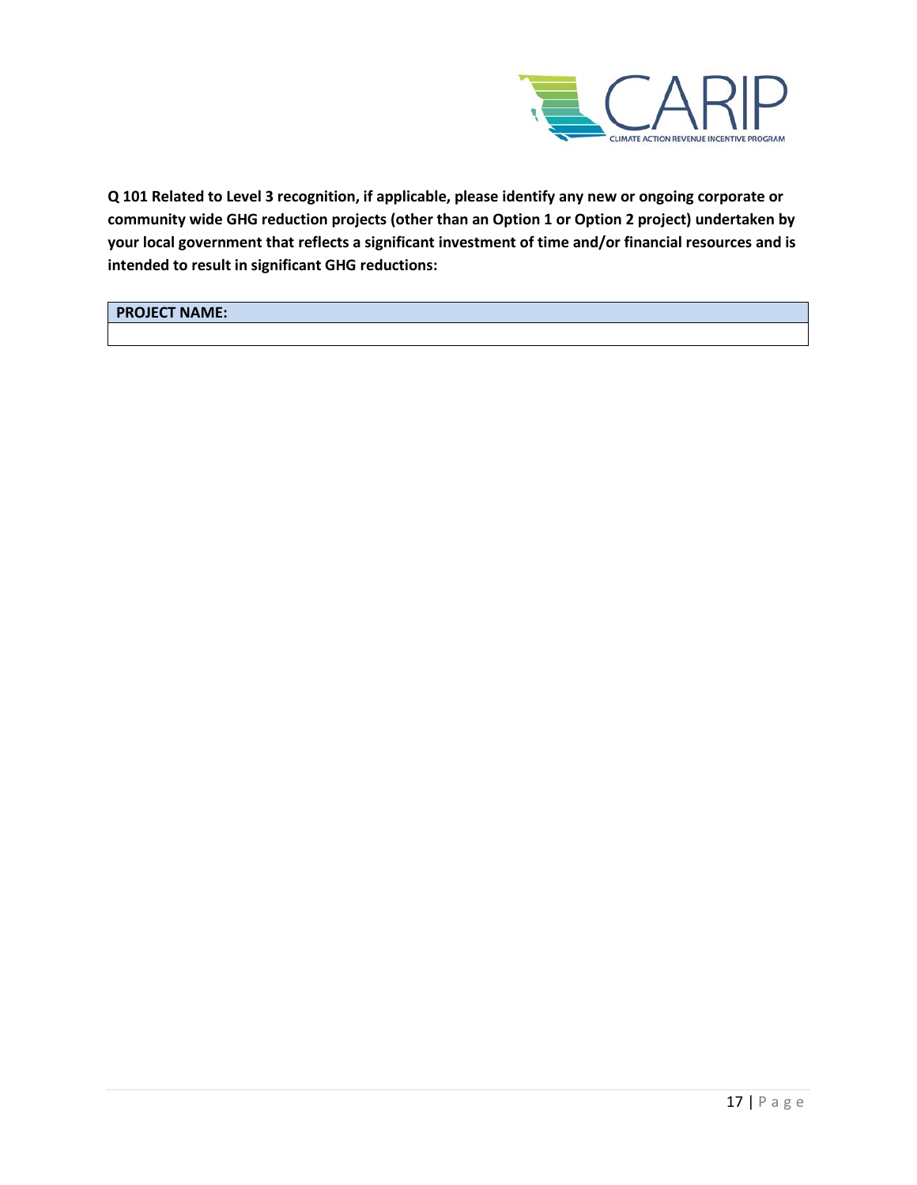**Q 101 Related to Level 3 recognition, if applicable, please identify any new or ongoing corporate or community wide GHG reduction projects (other than an Option 1 or Option 2 project) undertaken by your local government that reflects a significant investment of time and/or financial resources and is intended to result in significant GHG reductions:**

| PROJECT NAME: |
| --- |
| |